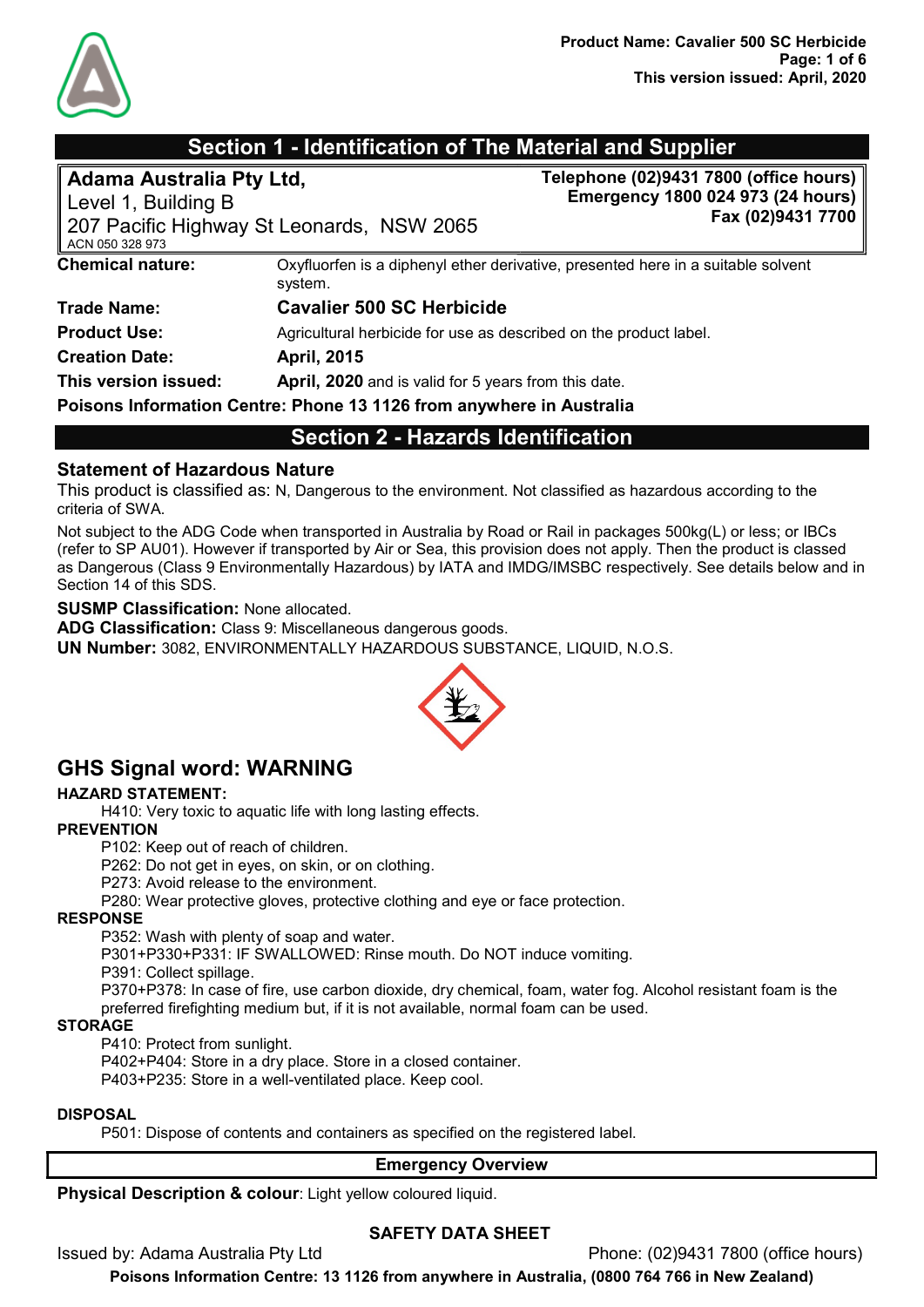## Section 1 - Identification of The Material and Supplier

**Adama Australia Pty Ltd,**
Level 1, Building B
207 Pacific Highway St Leonards, NSW 2065
ACN 050 328 973

**Telephone (02)9431 7800 (office hours)**
**Emergency 1800 024 973 (24 hours)**
**Fax (02)9431 7700**

**Chemical nature:** Oxyfluorfen is a diphenyl ether derivative, presented here in a suitable solvent system.

**Trade Name:** **Cavalier 500 SC Herbicide**

**Product Use:** Agricultural herbicide for use as described on the product label.

**Creation Date:** **April, 2015**

**This version issued:** **April, 2020** and is valid for 5 years from this date.

**Poisons Information Centre: Phone 13 1126 from anywhere in Australia**

## Section 2 - Hazards Identification

### Statement of Hazardous Nature

This product is classified as: N, Dangerous to the environment. Not classified as hazardous according to the criteria of SWA.

Not subject to the ADG Code when transported in Australia by Road or Rail in packages 500kg(L) or less; or IBCs (refer to SP AU01). However if transported by Air or Sea, this provision does not apply. Then the product is classed as Dangerous (Class 9 Environmentally Hazardous) by IATA and IMDG/IMSBC respectively. See details below and in Section 14 of this SDS.

**SUSMP Classification:** None allocated.
**ADG Classification:** Class 9: Miscellaneous dangerous goods.
**UN Number:** 3082, ENVIRONMENTALLY HAZARDOUS SUBSTANCE, LIQUID, N.O.S.

## GHS Signal word: WARNING

**HAZARD STATEMENT:**

H410: Very toxic to aquatic life with long lasting effects.

**PREVENTION**

P102: Keep out of reach of children.
P262: Do not get in eyes, on skin, or on clothing.
P273: Avoid release to the environment.
P280: Wear protective gloves, protective clothing and eye or face protection.

**RESPONSE**

P352: Wash with plenty of soap and water.
P301+P330+P331: IF SWALLOWED: Rinse mouth. Do NOT induce vomiting.
P391: Collect spillage.
P370+P378: In case of fire, use carbon dioxide, dry chemical, foam, water fog. Alcohol resistant foam is the preferred firefighting medium but, if it is not available, normal foam can be used.

**STORAGE**

P410: Protect from sunlight.
P402+P404: Store in a dry place. Store in a closed container.
P403+P235: Store in a well-ventilated place. Keep cool.

**DISPOSAL**

P501: Dispose of contents and containers as specified on the registered label.

**Emergency Overview**

**Physical Description & colour**: Light yellow coloured liquid.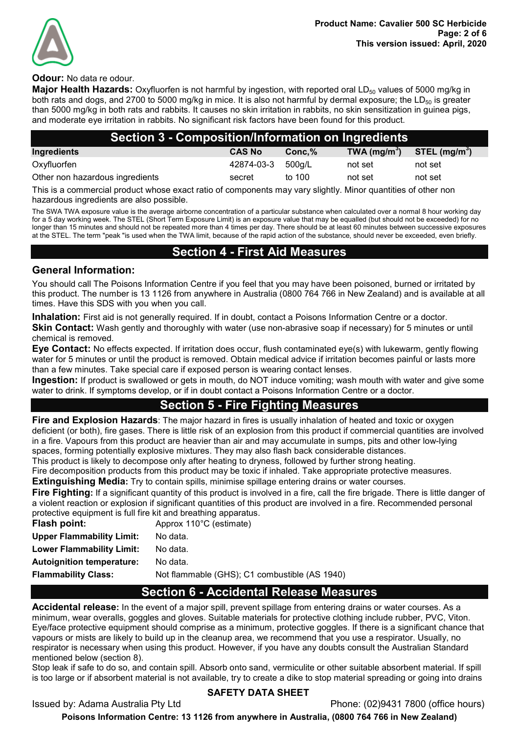**Odour:** No data re odour.

**Major Health Hazards:** Oxyfluorfen is not harmful by ingestion, with reported oral $LD_{50}$ values of 5000 mg/kg in both rats and dogs, and 2700 to 5000 mg/kg in mice. It is also not harmful by dermal exposure; the $LD_{50}$ is greater than 5000 mg/kg in both rats and rabbits. It causes no skin irritation in rabbits, no skin sensitization in guinea pigs, and moderate eye irritation in rabbits. No significant risk factors have been found for this product.

## Section 3 - Composition/Information on Ingredients

| Ingredients | CAS No | Conc,% | TWA ($mg/m^3$) | STEL ($mg/m^3$) |
|---|---|---|---|---|
| Oxyfluorfen | 42874-03-3 | 500g/L | not set | not set |
| Other non hazardous ingredients | secret | to 100 | not set | not set |

This is a commercial product whose exact ratio of components may vary slightly. Minor quantities of other non hazardous ingredients are also possible.

The SWA TWA exposure value is the average airborne concentration of a particular substance when calculated over a normal 8 hour working day for a 5 day working week. The STEL (Short Term Exposure Limit) is an exposure value that may be equalled (but should not be exceeded) for no longer than 15 minutes and should not be repeated more than 4 times per day. There should be at least 60 minutes between successive exposures at the STEL. The term "peak "is used when the TWA limit, because of the rapid action of the substance, should never be exceeded, even briefly.

## Section 4 - First Aid Measures

### General Information:

You should call The Poisons Information Centre if you feel that you may have been poisoned, burned or irritated by this product. The number is 13 1126 from anywhere in Australia (0800 764 766 in New Zealand) and is available at all times. Have this SDS with you when you call.

**Inhalation:** First aid is not generally required. If in doubt, contact a Poisons Information Centre or a doctor.

**Skin Contact:** Wash gently and thoroughly with water (use non-abrasive soap if necessary) for 5 minutes or until chemical is removed.

**Eye Contact:** No effects expected. If irritation does occur, flush contaminated eye(s) with lukewarm, gently flowing water for 5 minutes or until the product is removed. Obtain medical advice if irritation becomes painful or lasts more than a few minutes. Take special care if exposed person is wearing contact lenses.

**Ingestion:** If product is swallowed or gets in mouth, do NOT induce vomiting; wash mouth with water and give some water to drink. If symptoms develop, or if in doubt contact a Poisons Information Centre or a doctor.

## Section 5 - Fire Fighting Measures

**Fire and Explosion Hazards**: The major hazard in fires is usually inhalation of heated and toxic or oxygen deficient (or both), fire gases. There is little risk of an explosion from this product if commercial quantities are involved in a fire. Vapours from this product are heavier than air and may accumulate in sumps, pits and other low-lying spaces, forming potentially explosive mixtures. They may also flash back considerable distances.

This product is likely to decompose only after heating to dryness, followed by further strong heating.

Fire decomposition products from this product may be toxic if inhaled. Take appropriate protective measures.

**Extinguishing Media:** Try to contain spills, minimise spillage entering drains or water courses.

**Fire Fighting:** If a significant quantity of this product is involved in a fire, call the fire brigade. There is little danger of a violent reaction or explosion if significant quantities of this product are involved in a fire. Recommended personal protective equipment is full fire kit and breathing apparatus.

| | |
|---|---|
| **Flash point:** | Approx 110°C (estimate) |
| **Upper Flammability Limit:** | No data. |
| **Lower Flammability Limit:** | No data. |
| **Autoignition temperature:** | No data. |
| **Flammability Class:** | Not flammable (GHS); C1 combustible (AS 1940) |

## Section 6 - Accidental Release Measures

**Accidental release:** In the event of a major spill, prevent spillage from entering drains or water courses. As a minimum, wear overalls, goggles and gloves. Suitable materials for protective clothing include rubber, PVC, Viton. Eye/face protective equipment should comprise as a minimum, protective goggles. If there is a significant chance that vapours or mists are likely to build up in the cleanup area, we recommend that you use a respirator. Usually, no respirator is necessary when using this product. However, if you have any doubts consult the Australian Standard mentioned below (section 8).

Stop leak if safe to do so, and contain spill. Absorb onto sand, vermiculite or other suitable absorbent material. If spill is too large or if absorbent material is not available, try to create a dike to stop material spreading or going into drains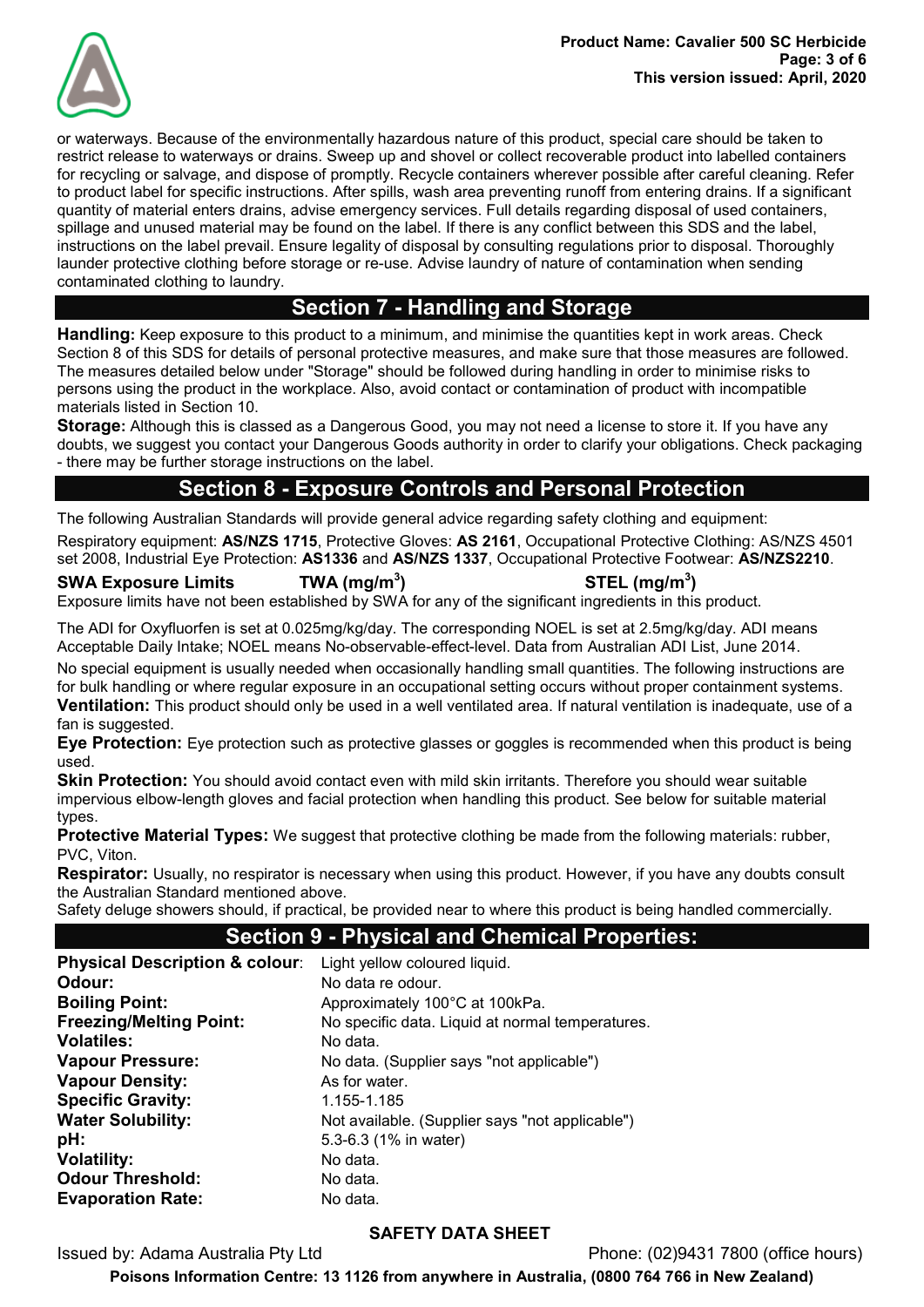or waterways. Because of the environmentally hazardous nature of this product, special care should be taken to restrict release to waterways or drains. Sweep up and shovel or collect recoverable product into labelled containers for recycling or salvage, and dispose of promptly. Recycle containers wherever possible after careful cleaning. Refer to product label for specific instructions. After spills, wash area preventing runoff from entering drains. If a significant quantity of material enters drains, advise emergency services. Full details regarding disposal of used containers, spillage and unused material may be found on the label. If there is any conflict between this SDS and the label, instructions on the label prevail. Ensure legality of disposal by consulting regulations prior to disposal. Thoroughly launder protective clothing before storage or re-use. Advise laundry of nature of contamination when sending contaminated clothing to laundry.

## Section 7 - Handling and Storage

**Handling:** Keep exposure to this product to a minimum, and minimise the quantities kept in work areas. Check Section 8 of this SDS for details of personal protective measures, and make sure that those measures are followed. The measures detailed below under "Storage" should be followed during handling in order to minimise risks to persons using the product in the workplace. Also, avoid contact or contamination of product with incompatible materials listed in Section 10.

**Storage:** Although this is classed as a Dangerous Good, you may not need a license to store it. If you have any doubts, we suggest you contact your Dangerous Goods authority in order to clarify your obligations. Check packaging - there may be further storage instructions on the label.

## Section 8 - Exposure Controls and Personal Protection

The following Australian Standards will provide general advice regarding safety clothing and equipment:

Respiratory equipment: **AS/NZS 1715**, Protective Gloves: **AS 2161**, Occupational Protective Clothing: AS/NZS 4501 set 2008, Industrial Eye Protection: **AS1336** and **AS/NZS 1337**, Occupational Protective Footwear: **AS/NZS2210**.

| SWA Exposure Limits | TWA (mg/m$^3$) | STEL (mg/m$^3$) |
|---|---|---|

Exposure limits have not been established by SWA for any of the significant ingredients in this product.

The ADI for Oxyfluorfen is set at 0.025mg/kg/day. The corresponding NOEL is set at 2.5mg/kg/day. ADI means Acceptable Daily Intake; NOEL means No-observable-effect-level. Data from Australian ADI List, June 2014.

No special equipment is usually needed when occasionally handling small quantities. The following instructions are for bulk handling or where regular exposure in an occupational setting occurs without proper containment systems.

**Ventilation:** This product should only be used in a well ventilated area. If natural ventilation is inadequate, use of a fan is suggested.

**Eye Protection:** Eye protection such as protective glasses or goggles is recommended when this product is being used.

**Skin Protection:** You should avoid contact even with mild skin irritants. Therefore you should wear suitable impervious elbow-length gloves and facial protection when handling this product. See below for suitable material types.

**Protective Material Types:** We suggest that protective clothing be made from the following materials: rubber, PVC, Viton.

**Respirator:** Usually, no respirator is necessary when using this product. However, if you have any doubts consult the Australian Standard mentioned above.

Safety deluge showers should, if practical, be provided near to where this product is being handled commercially.

## Section 9 - Physical and Chemical Properties:

| | |
|---|---|
| **Physical Description & colour**: | Light yellow coloured liquid. |
| **Odour:** | No data re odour. |
| **Boiling Point:** | Approximately 100°C at 100kPa. |
| **Freezing/Melting Point:** | No specific data. Liquid at normal temperatures. |
| **Volatiles:** | No data. |
| **Vapour Pressure:** | No data. (Supplier says "not applicable") |
| **Vapour Density:** | As for water. |
| **Specific Gravity:** | 1.155-1.185 |
| **Water Solubility:** | Not available. (Supplier says "not applicable") |
| **pH:** | 5.3-6.3 (1% in water) |
| **Volatility:** | No data. |
| **Odour Threshold:** | No data. |
| **Evaporation Rate:** | No data. |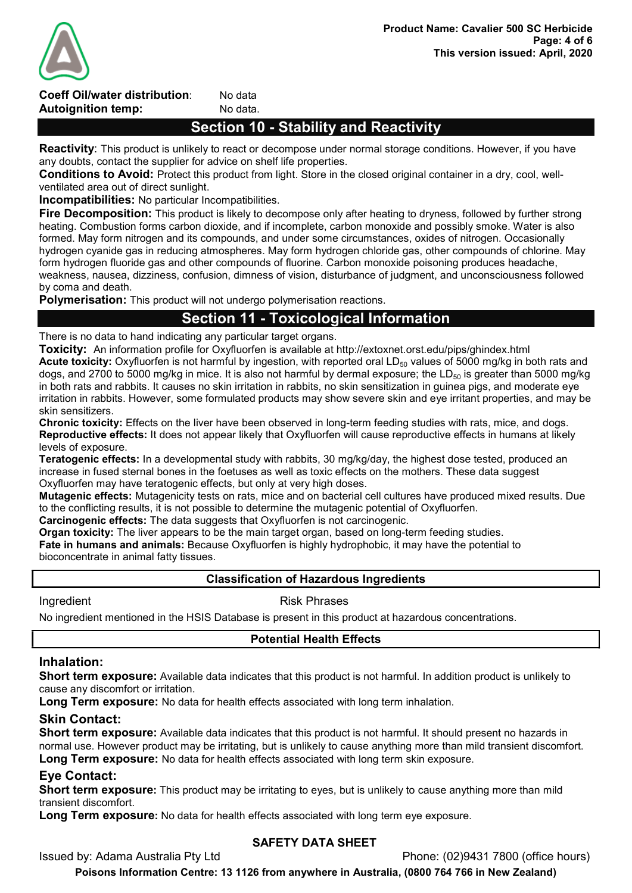**Coeff Oil/water distribution**: No data
**Autoignition temp:** No data.

## Section 10 - Stability and Reactivity

**Reactivity**: This product is unlikely to react or decompose under normal storage conditions. However, if you have any doubts, contact the supplier for advice on shelf life properties.

**Conditions to Avoid:** Protect this product from light. Store in the closed original container in a dry, cool, well-ventilated area out of direct sunlight.

**Incompatibilities:** No particular Incompatibilities.

**Fire Decomposition:** This product is likely to decompose only after heating to dryness, followed by further strong heating. Combustion forms carbon dioxide, and if incomplete, carbon monoxide and possibly smoke. Water is also formed. May form nitrogen and its compounds, and under some circumstances, oxides of nitrogen. Occasionally hydrogen cyanide gas in reducing atmospheres. May form hydrogen chloride gas, other compounds of chlorine. May form hydrogen fluoride gas and other compounds of fluorine. Carbon monoxide poisoning produces headache, weakness, nausea, dizziness, confusion, dimness of vision, disturbance of judgment, and unconsciousness followed by coma and death.

**Polymerisation:** This product will not undergo polymerisation reactions.

## Section 11 - Toxicological Information

There is no data to hand indicating any particular target organs.

**Toxicity:** An information profile for Oxyfluorfen is available at http://extoxnet.orst.edu/pips/ghindex.html

**Acute toxicity:** Oxyfluorfen is not harmful by ingestion, with reported oral $LD_{50}$ values of 5000 mg/kg in both rats and dogs, and 2700 to 5000 mg/kg in mice. It is also not harmful by dermal exposure; the $LD_{50}$ is greater than 5000 mg/kg in both rats and rabbits. It causes no skin irritation in rabbits, no skin sensitization in guinea pigs, and moderate eye irritation in rabbits. However, some formulated products may show severe skin and eye irritant properties, and may be skin sensitizers.

**Chronic toxicity:** Effects on the liver have been observed in long-term feeding studies with rats, mice, and dogs.

**Reproductive effects:** It does not appear likely that Oxyfluorfen will cause reproductive effects in humans at likely levels of exposure.

**Teratogenic effects:** In a developmental study with rabbits, 30 mg/kg/day, the highest dose tested, produced an increase in fused sternal bones in the foetuses as well as toxic effects on the mothers. These data suggest Oxyfluorfen may have teratogenic effects, but only at very high doses.

**Mutagenic effects:** Mutagenicity tests on rats, mice and on bacterial cell cultures have produced mixed results. Due to the conflicting results, it is not possible to determine the mutagenic potential of Oxyfluorfen.

**Carcinogenic effects:** The data suggests that Oxyfluorfen is not carcinogenic.

**Organ toxicity:** The liver appears to be the main target organ, based on long-term feeding studies.

**Fate in humans and animals:** Because Oxyfluorfen is highly hydrophobic, it may have the potential to bioconcentrate in animal fatty tissues.

### Classification of Hazardous Ingredients

| Ingredient | Risk Phrases |
|---|---|

No ingredient mentioned in the HSIS Database is present in this product at hazardous concentrations.

### Potential Health Effects

### Inhalation:

**Short term exposure:** Available data indicates that this product is not harmful. In addition product is unlikely to cause any discomfort or irritation.

**Long Term exposure:** No data for health effects associated with long term inhalation.

### Skin Contact:

**Short term exposure:** Available data indicates that this product is not harmful. It should present no hazards in normal use. However product may be irritating, but is unlikely to cause anything more than mild transient discomfort.

**Long Term exposure:** No data for health effects associated with long term skin exposure.

### Eye Contact:

**Short term exposure:** This product may be irritating to eyes, but is unlikely to cause anything more than mild transient discomfort.

**Long Term exposure:** No data for health effects associated with long term eye exposure.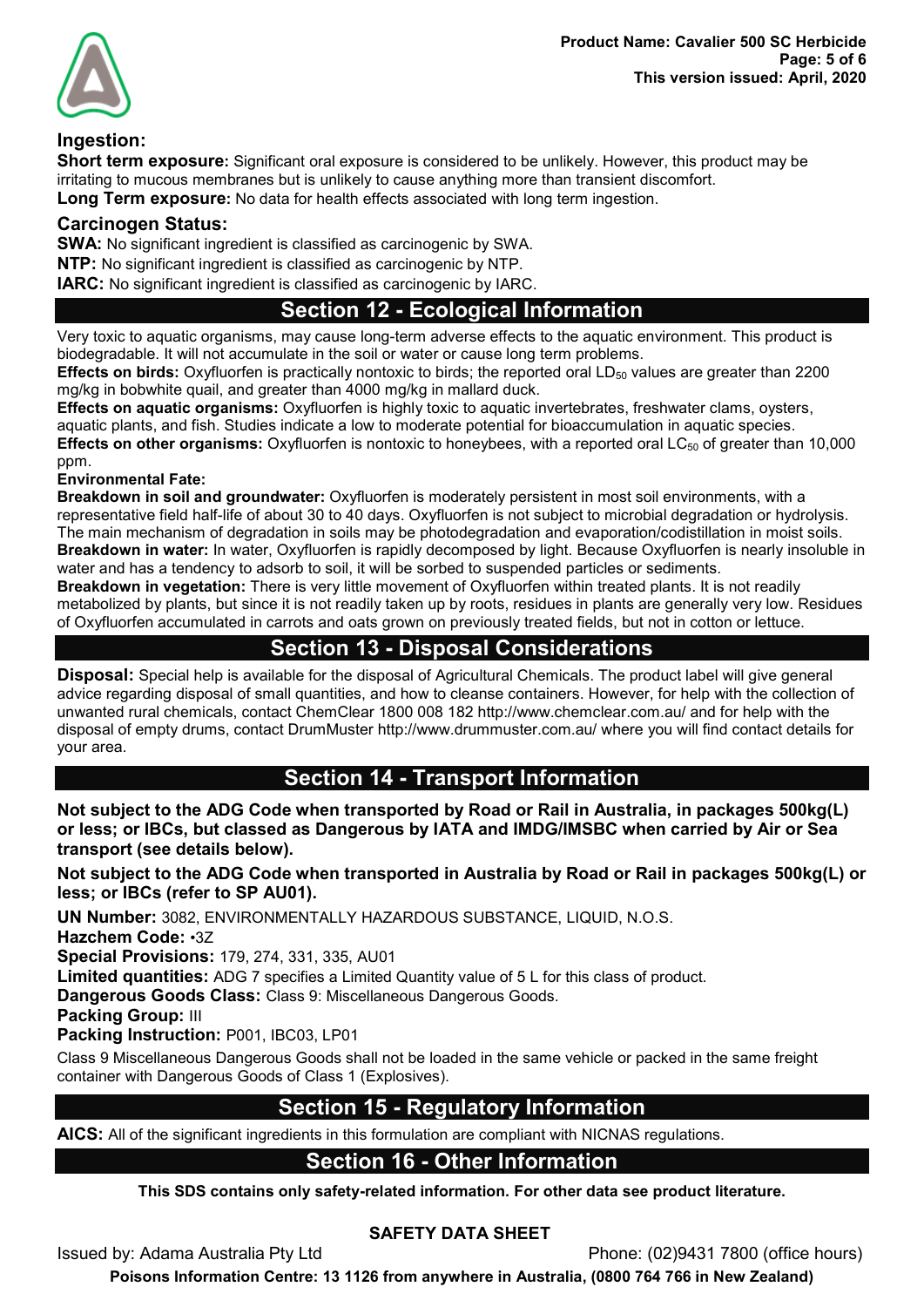### Ingestion:

**Short term exposure:** Significant oral exposure is considered to be unlikely. However, this product may be irritating to mucous membranes but is unlikely to cause anything more than transient discomfort.

**Long Term exposure:** No data for health effects associated with long term ingestion.

### Carcinogen Status:

**SWA:** No significant ingredient is classified as carcinogenic by SWA.

**NTP:** No significant ingredient is classified as carcinogenic by NTP.

**IARC:** No significant ingredient is classified as carcinogenic by IARC.

## Section 12 - Ecological Information

Very toxic to aquatic organisms, may cause long-term adverse effects to the aquatic environment. This product is biodegradable. It will not accumulate in the soil or water or cause long term problems.

**Effects on birds:** Oxyfluorfen is practically nontoxic to birds; the reported oral $LD_{50}$ values are greater than 2200 mg/kg in bobwhite quail, and greater than 4000 mg/kg in mallard duck.

**Effects on aquatic organisms:** Oxyfluorfen is highly toxic to aquatic invertebrates, freshwater clams, oysters, aquatic plants, and fish. Studies indicate a low to moderate potential for bioaccumulation in aquatic species.

**Effects on other organisms:** Oxyfluorfen is nontoxic to honeybees, with a reported oral $LC_{50}$ of greater than 10,000 ppm.

**Environmental Fate:**

**Breakdown in soil and groundwater:** Oxyfluorfen is moderately persistent in most soil environments, with a representative field half-life of about 30 to 40 days. Oxyfluorfen is not subject to microbial degradation or hydrolysis. The main mechanism of degradation in soils may be photodegradation and evaporation/codistillation in moist soils.

**Breakdown in water:** In water, Oxyfluorfen is rapidly decomposed by light. Because Oxyfluorfen is nearly insoluble in water and has a tendency to adsorb to soil, it will be sorbed to suspended particles or sediments.

**Breakdown in vegetation:** There is very little movement of Oxyfluorfen within treated plants. It is not readily metabolized by plants, but since it is not readily taken up by roots, residues in plants are generally very low. Residues of Oxyfluorfen accumulated in carrots and oats grown on previously treated fields, but not in cotton or lettuce.

## Section 13 - Disposal Considerations

**Disposal:** Special help is available for the disposal of Agricultural Chemicals. The product label will give general advice regarding disposal of small quantities, and how to cleanse containers. However, for help with the collection of unwanted rural chemicals, contact ChemClear 1800 008 182 http://www.chemclear.com.au/ and for help with the disposal of empty drums, contact DrumMuster http://www.drummuster.com.au/ where you will find contact details for your area.

## Section 14 - Transport Information

**Not subject to the ADG Code when transported by Road or Rail in Australia, in packages 500kg(L) or less; or IBCs, but classed as Dangerous by IATA and IMDG/IMSBC when carried by Air or Sea transport (see details below).**

**Not subject to the ADG Code when transported in Australia by Road or Rail in packages 500kg(L) or less; or IBCs (refer to SP AU01).**

**UN Number:** 3082, ENVIRONMENTALLY HAZARDOUS SUBSTANCE, LIQUID, N.O.S.

**Hazchem Code:** •3Z

**Special Provisions:** 179, 274, 331, 335, AU01

**Limited quantities:** ADG 7 specifies a Limited Quantity value of 5 L for this class of product.

**Dangerous Goods Class:** Class 9: Miscellaneous Dangerous Goods.

**Packing Group:** III

**Packing Instruction:** P001, IBC03, LP01

Class 9 Miscellaneous Dangerous Goods shall not be loaded in the same vehicle or packed in the same freight container with Dangerous Goods of Class 1 (Explosives).

## Section 15 - Regulatory Information

**AICS:** All of the significant ingredients in this formulation are compliant with NICNAS regulations.

## Section 16 - Other Information

**This SDS contains only safety-related information. For other data see product literature.**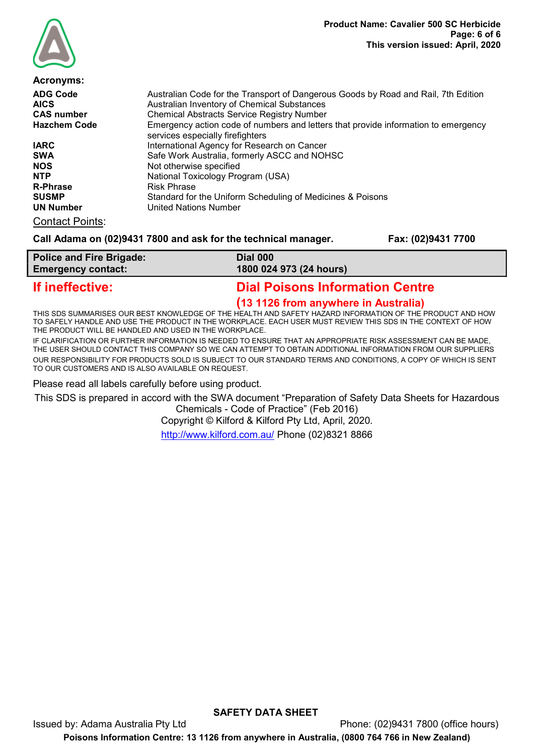## Acronyms:

| | |
|---|---|
| **ADG Code** | Australian Code for the Transport of Dangerous Goods by Road and Rail, 7th Edition |
| **AICS** | Australian Inventory of Chemical Substances |
| **CAS number** | Chemical Abstracts Service Registry Number |
| **Hazchem Code** | Emergency action code of numbers and letters that provide information to emergency services especially firefighters |
| **IARC** | International Agency for Research on Cancer |
| **SWA** | Safe Work Australia, formerly ASCC and NOHSC |
| **NOS** | Not otherwise specified |
| **NTP** | National Toxicology Program (USA) |
| **R-Phrase** | Risk Phrase |
| **SUSMP** | Standard for the Uniform Scheduling of Medicines & Poisons |
| **UN Number** | United Nations Number |

Contact Points:

**Call Adama on (02)9431 7800 and ask for the technical manager.** **Fax: (02)9431 7700**

| | |
|---|---|
| **Police and Fire Brigade:** | **Dial 000** |
| **Emergency contact:** | **1800 024 973 (24 hours)** |

**If ineffective:** **Dial Poisons Information Centre (13 1126 from anywhere in Australia)**

THIS SDS SUMMARISES OUR BEST KNOWLEDGE OF THE HEALTH AND SAFETY HAZARD INFORMATION OF THE PRODUCT AND HOW TO SAFELY HANDLE AND USE THE PRODUCT IN THE WORKPLACE. EACH USER MUST REVIEW THIS SDS IN THE CONTEXT OF HOW THE PRODUCT WILL BE HANDLED AND USED IN THE WORKPLACE.

IF CLARIFICATION OR FURTHER INFORMATION IS NEEDED TO ENSURE THAT AN APPROPRIATE RISK ASSESSMENT CAN BE MADE, THE USER SHOULD CONTACT THIS COMPANY SO WE CAN ATTEMPT TO OBTAIN ADDITIONAL INFORMATION FROM OUR SUPPLIERS

OUR RESPONSIBILITY FOR PRODUCTS SOLD IS SUBJECT TO OUR STANDARD TERMS AND CONDITIONS, A COPY OF WHICH IS SENT TO OUR CUSTOMERS AND IS ALSO AVAILABLE ON REQUEST.

Please read all labels carefully before using product.

This SDS is prepared in accord with the SWA document "Preparation of Safety Data Sheets for Hazardous Chemicals - Code of Practice" (Feb 2016)

Copyright © Kilford & Kilford Pty Ltd, April, 2020.

http://www.kilford.com.au/ Phone (02)8321 8866